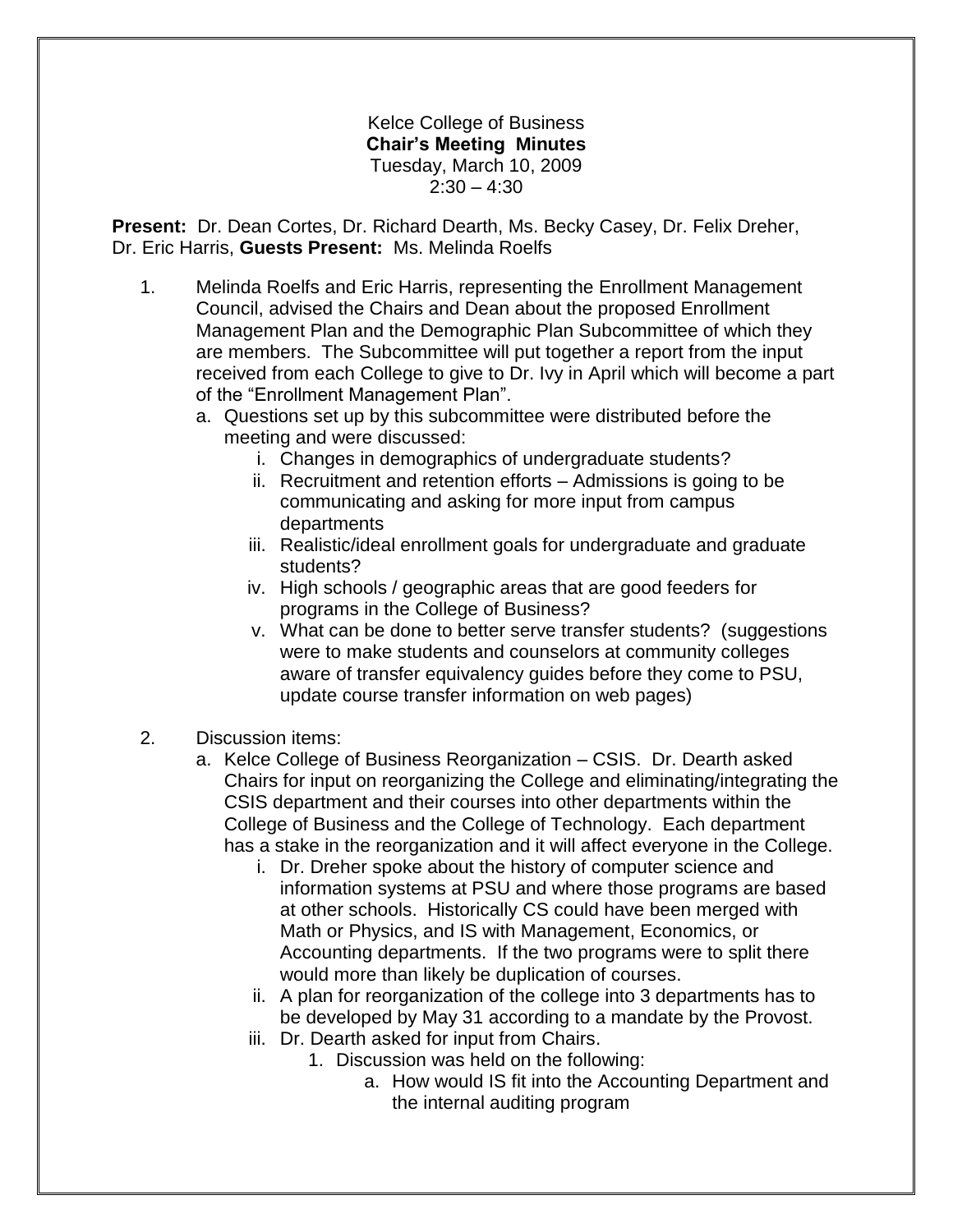Kelce College of Business

**Chair's Meeting Minutes**

Tuesday, March 10, 2009

2:30 – 4:30

**Present:** Dr. Dean Cortes, Dr. Richard Dearth, Ms. Becky Casey, Dr. Felix Dreher, Dr. Eric Harris, **Guests Present:** Ms. Melinda Roelfs

1. Melinda Roelfs and Eric Harris, representing the Enrollment Management Council, advised the Chairs and Dean about the proposed Enrollment Management Plan and the Demographic Plan Subcommittee of which they are members. The Subcommittee will put together a report from the input received from each College to give to Dr. Ivy in April which will become a part of the "Enrollment Management Plan".
   a. Questions set up by this subcommittee were distributed before the meeting and were discussed:
      i. Changes in demographics of undergraduate students?
      ii. Recruitment and retention efforts – Admissions is going to be communicating and asking for more input from campus departments
      iii. Realistic/ideal enrollment goals for undergraduate and graduate students?
      iv. High schools / geographic areas that are good feeders for programs in the College of Business?
      v. What can be done to better serve transfer students? (suggestions were to make students and counselors at community colleges aware of transfer equivalency guides before they come to PSU, update course transfer information on web pages)

2. Discussion items:
   a. Kelce College of Business Reorganization – CSIS. Dr. Dearth asked Chairs for input on reorganizing the College and eliminating/integrating the CSIS department and their courses into other departments within the College of Business and the College of Technology. Each department has a stake in the reorganization and it will affect everyone in the College.
      i. Dr. Dreher spoke about the history of computer science and information systems at PSU and where those programs are based at other schools. Historically CS could have been merged with Math or Physics, and IS with Management, Economics, or Accounting departments. If the two programs were to split there would more than likely be duplication of courses.
      ii. A plan for reorganization of the college into 3 departments has to be developed by May 31 according to a mandate by the Provost.
      iii. Dr. Dearth asked for input from Chairs.
         1. Discussion was held on the following:
            a. How would IS fit into the Accounting Department and the internal auditing program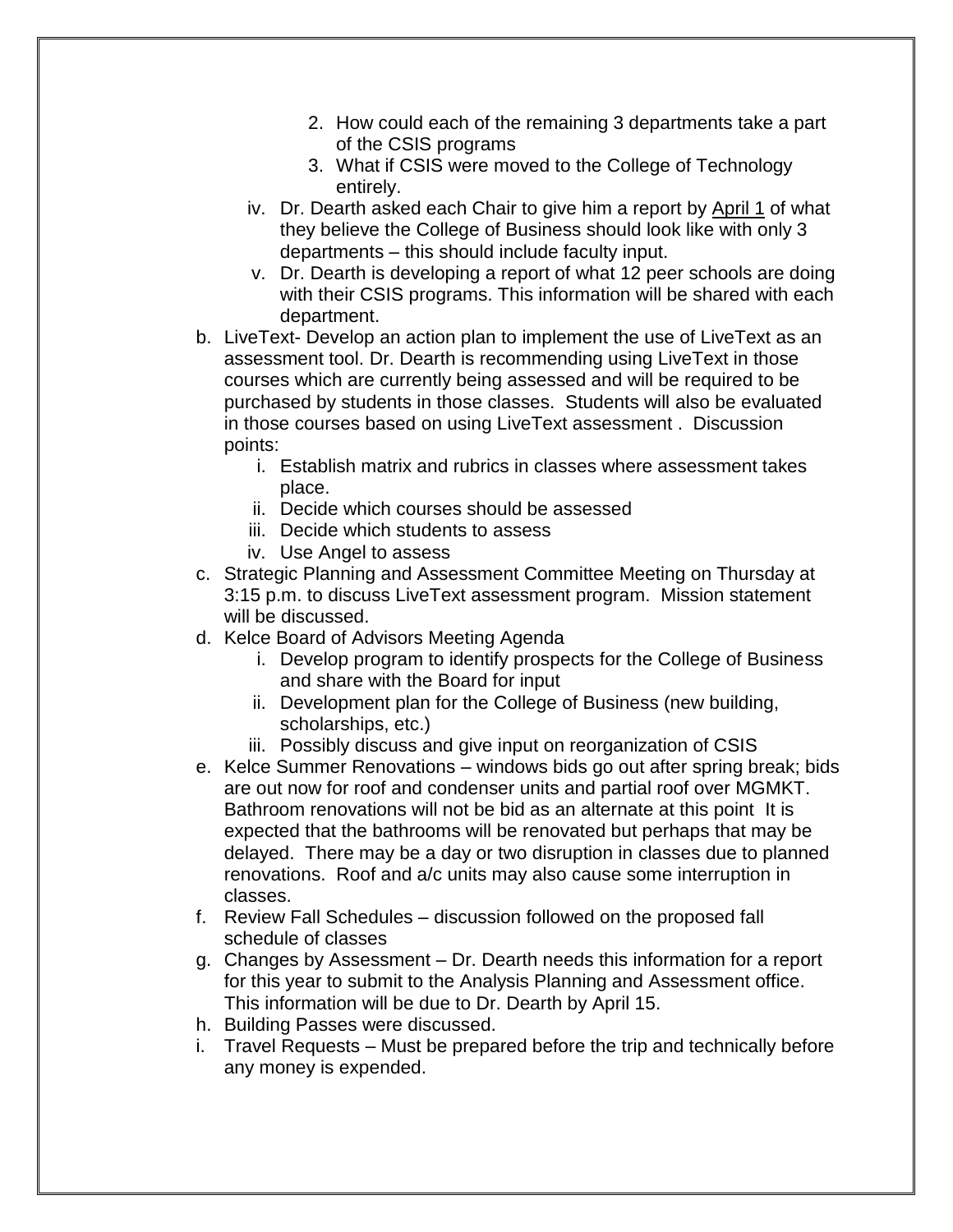2. How could each of the remaining 3 departments take a part of the CSIS programs
    3. What if CSIS were moved to the College of Technology entirely.

  iv. Dr. Dearth asked each Chair to give him a report by <u>April 1</u> of what they believe the College of Business should look like with only 3 departments – this should include faculty input.

  v. Dr. Dearth is developing a report of what 12 peer schools are doing with their CSIS programs. This information will be shared with each department.

b. LiveText- Develop an action plan to implement the use of LiveText as an assessment tool. Dr. Dearth is recommending using LiveText in those courses which are currently being assessed and will be required to be purchased by students in those classes. Students will also be evaluated in those courses based on using LiveText assessment . Discussion points:
   i. Establish matrix and rubrics in classes where assessment takes place.
   ii. Decide which courses should be assessed
   iii. Decide which students to assess
   iv. Use Angel to assess

c. Strategic Planning and Assessment Committee Meeting on Thursday at 3:15 p.m. to discuss LiveText assessment program. Mission statement will be discussed.

d. Kelce Board of Advisors Meeting Agenda
   i. Develop program to identify prospects for the College of Business and share with the Board for input
   ii. Development plan for the College of Business (new building, scholarships, etc.)
   iii. Possibly discuss and give input on reorganization of CSIS

e. Kelce Summer Renovations – windows bids go out after spring break; bids are out now for roof and condenser units and partial roof over MGMKT. Bathroom renovations will not be bid as an alternate at this point It is expected that the bathrooms will be renovated but perhaps that may be delayed. There may be a day or two disruption in classes due to planned renovations. Roof and a/c units may also cause some interruption in classes.

f. Review Fall Schedules – discussion followed on the proposed fall schedule of classes

g. Changes by Assessment – Dr. Dearth needs this information for a report for this year to submit to the Analysis Planning and Assessment office. This information will be due to Dr. Dearth by April 15.

h. Building Passes were discussed.

i. Travel Requests – Must be prepared before the trip and technically before any money is expended.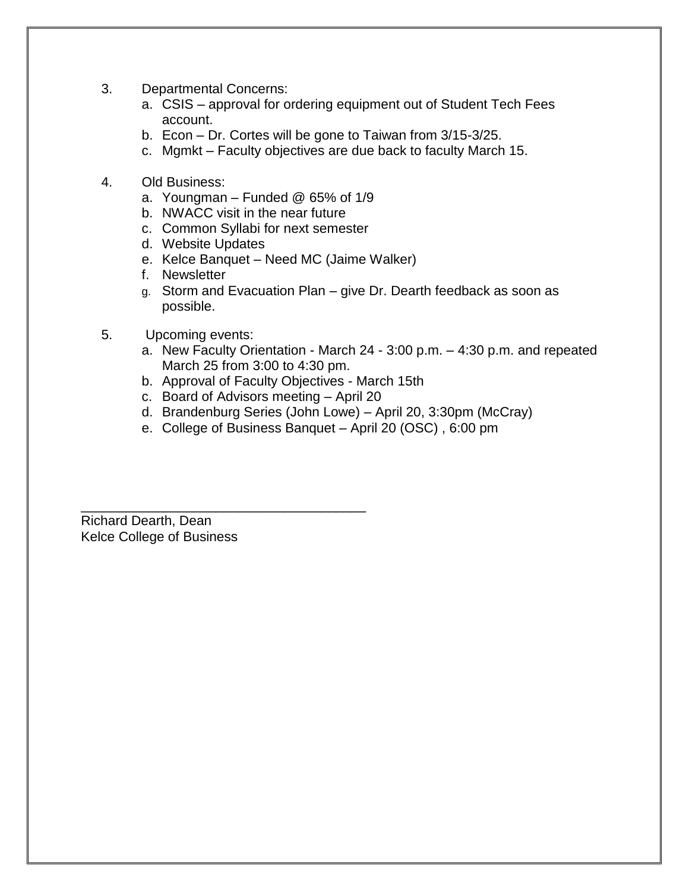3. Departmental Concerns:
   a. CSIS – approval for ordering equipment out of Student Tech Fees account.
   b. Econ – Dr. Cortes will be gone to Taiwan from 3/15-3/25.
   c. Mgmkt – Faculty objectives are due back to faculty March 15.

4. Old Business:
   a. Youngman – Funded @ 65% of 1/9
   b. NWACC visit in the near future
   c. Common Syllabi for next semester
   d. Website Updates
   e. Kelce Banquet – Need MC (Jaime Walker)
   f. Newsletter
   g. Storm and Evacuation Plan – give Dr. Dearth feedback as soon as possible.

5. Upcoming events:
   a. New Faculty Orientation - March 24 - 3:00 p.m. – 4:30 p.m. and repeated March 25 from 3:00 to 4:30 pm.
   b. Approval of Faculty Objectives - March 15th
   c. Board of Advisors meeting – April 20
   d. Brandenburg Series (John Lowe) – April 20, 3:30pm (McCray)
   e. College of Business Banquet – April 20 (OSC) , 6:00 pm

_______________________________________

Richard Dearth, Dean
Kelce College of Business